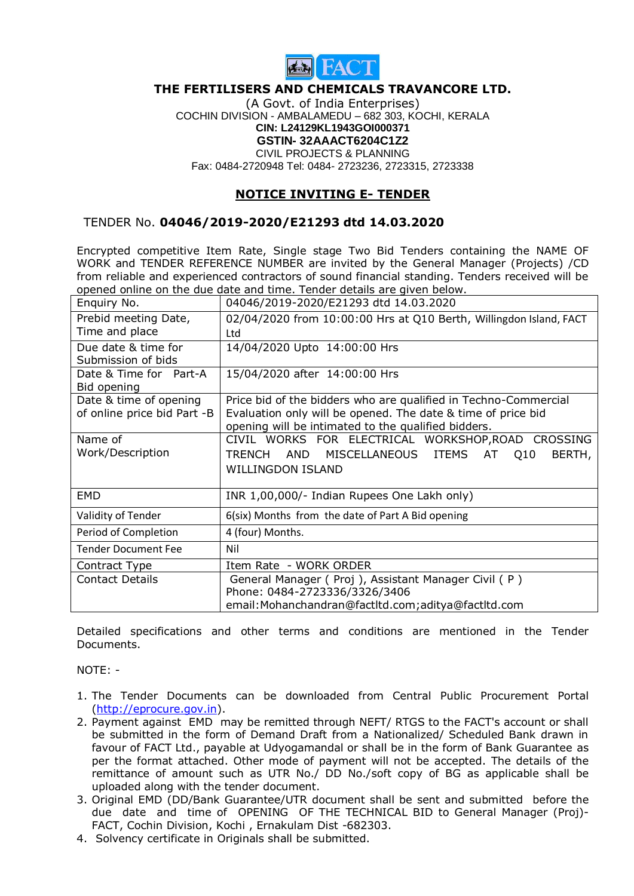# THE FERTILISERS AND CHEMICALS TRAVANCORE LTD.

(A Govt. of India Enterprises)
COCHIN DIVISION - AMBALAMEDU – 682 303, KOCHI, KERALA
**CIN: L24129KL1943GOI000371**
**GSTIN- 32AAACT6204C1Z2**
CIVIL PROJECTS & PLANNING
Fax: 0484-2720948 Tel: 0484- 2723236, 2723315, 2723338

## NOTICE INVITING E- TENDER

TENDER No. **04046/2019-2020/E21293 dtd 14.03.2020**

Encrypted competitive Item Rate, Single stage Two Bid Tenders containing the NAME OF WORK and TENDER REFERENCE NUMBER are invited by the General Manager (Projects) /CD from reliable and experienced contractors of sound financial standing. Tenders received will be opened online on the due date and time. Tender details are given below.

| Enquiry No. | 04046/2019-2020/E21293 dtd 14.03.2020 |
|---|---|
| Prebid meeting Date, Time and place | 02/04/2020 from 10:00:00 Hrs at Q10 Berth, Willingdon Island, FACT Ltd |
| Due date & time for Submission of bids | 14/04/2020 Upto 14:00:00 Hrs |
| Date & Time for Part-A Bid opening | 15/04/2020 after 14:00:00 Hrs |
| Date & time of opening of online price bid Part -B | Price bid of the bidders who are qualified in Techno-Commercial Evaluation only will be opened. The date & time of price bid opening will be intimated to the qualified bidders. |
| Name of Work/Description | CIVIL WORKS FOR ELECTRICAL WORKSHOP,ROAD CROSSING TRENCH AND MISCELLANEOUS ITEMS AT Q10 BERTH, WILLINGDON ISLAND |
| EMD | INR 1,00,000/- Indian Rupees One Lakh only) |
| Validity of Tender | 6(six) Months from the date of Part A Bid opening |
| Period of Completion | 4 (four) Months. |
| Tender Document Fee | Nil |
| Contract Type | Item Rate - WORK ORDER |
| Contact Details | General Manager ( Proj ), Assistant Manager Civil ( P )<br>Phone: 0484-2723336/3326/3406<br>email:Mohanchandran@factltd.com;aditya@factltd.com |

Detailed specifications and other terms and conditions are mentioned in the Tender Documents.

NOTE: -

1. The Tender Documents can be downloaded from Central Public Procurement Portal (http://eprocure.gov.in).
2. Payment against EMD may be remitted through NEFT/ RTGS to the FACT's account or shall be submitted in the form of Demand Draft from a Nationalized/ Scheduled Bank drawn in favour of FACT Ltd., payable at Udyogamandal or shall be in the form of Bank Guarantee as per the format attached. Other mode of payment will not be accepted. The details of the remittance of amount such as UTR No./ DD No./soft copy of BG as applicable shall be uploaded along with the tender document.
3. Original EMD (DD/Bank Guarantee/UTR document shall be sent and submitted before the due date and time of OPENING OF THE TECHNICAL BID to General Manager (Proj)-FACT, Cochin Division, Kochi , Ernakulam Dist -682303.
4. Solvency certificate in Originals shall be submitted.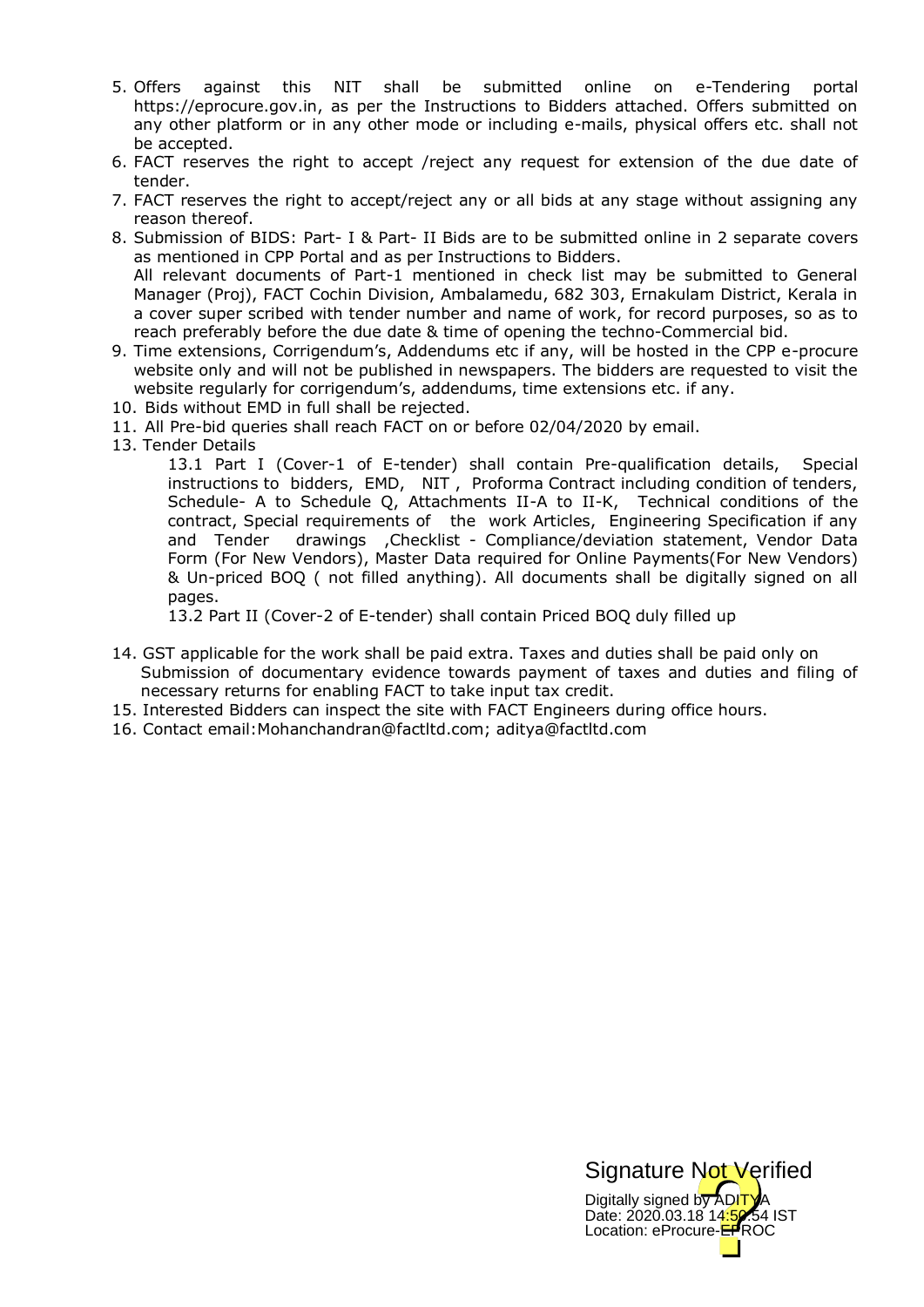5. Offers against this NIT shall be submitted online on e-Tendering portal https://eprocure.gov.in, as per the Instructions to Bidders attached. Offers submitted on any other platform or in any other mode or including e-mails, physical offers etc. shall not be accepted.
6. FACT reserves the right to accept /reject any request for extension of the due date of tender.
7. FACT reserves the right to accept/reject any or all bids at any stage without assigning any reason thereof.
8. Submission of BIDS: Part- I & Part- II Bids are to be submitted online in 2 separate covers as mentioned in CPP Portal and as per Instructions to Bidders.
   All relevant documents of Part-1 mentioned in check list may be submitted to General Manager (Proj), FACT Cochin Division, Ambalamedu, 682 303, Ernakulam District, Kerala in a cover super scribed with tender number and name of work, for record purposes, so as to reach preferably before the due date & time of opening the techno-Commercial bid.
9. Time extensions, Corrigendum's, Addendums etc if any, will be hosted in the CPP e-procure website only and will not be published in newspapers. The bidders are requested to visit the website regularly for corrigendum's, addendums, time extensions etc. if any.
10. Bids without EMD in full shall be rejected.
11. All Pre-bid queries shall reach FACT on or before 02/04/2020 by email.
13. Tender Details

    13.1 Part I (Cover-1 of E-tender) shall contain Pre-qualification details, Special instructions to bidders, EMD, NIT , Proforma Contract including condition of tenders, Schedule- A to Schedule Q, Attachments II-A to II-K, Technical conditions of the contract, Special requirements of the work Articles, Engineering Specification if any and Tender drawings ,Checklist - Compliance/deviation statement, Vendor Data Form (For New Vendors), Master Data required for Online Payments(For New Vendors) & Un-priced BOQ ( not filled anything). All documents shall be digitally signed on all pages.

    13.2 Part II (Cover-2 of E-tender) shall contain Priced BOQ duly filled up

14. GST applicable for the work shall be paid extra. Taxes and duties shall be paid only on Submission of documentary evidence towards payment of taxes and duties and filing of necessary returns for enabling FACT to take input tax credit.
15. Interested Bidders can inspect the site with FACT Engineers during office hours.
16. Contact email:Mohanchandran@factltd.com; aditya@factltd.com

Signature Not Verified

Digitally signed by ADITYA
Date: 2020.03.18 14:50:54 IST
Location: eProcure-EPROC